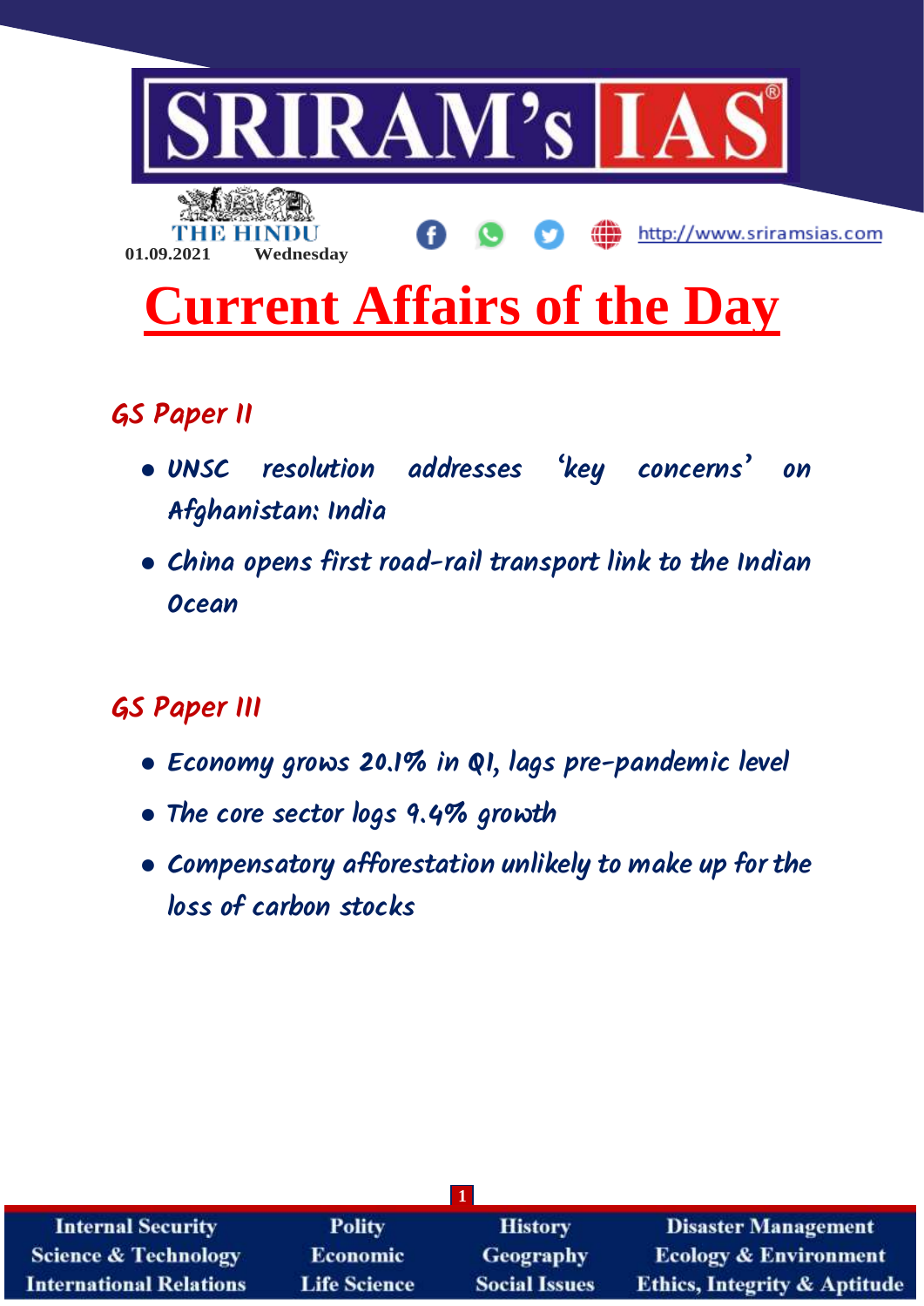# SRIRAM's IAS

THE HINDU

01.09.2021 Wednesday

http://www.sriramsias.com

# Current Affairs of the Day

## GS Paper II

- UNSC resolution addresses 'key concerns' on Afghanistan: India
- China opens first road-rail transport link to the Indian Ocean

## GS Paper III

- Economy grows 20.1% in Q1, lags pre-pandemic level
- The core sector logs 9.4% growth
- Compensatory afforestation unlikely to make up for the loss of carbon stocks

| Internal Security | Polity | History | Disaster Management |
|---|---|---|---|
| Science & Technology | Economic | Geography | Ecology & Environment |
| International Relations | Life Science | Social Issues | Ethics, Integrity & Aptitude |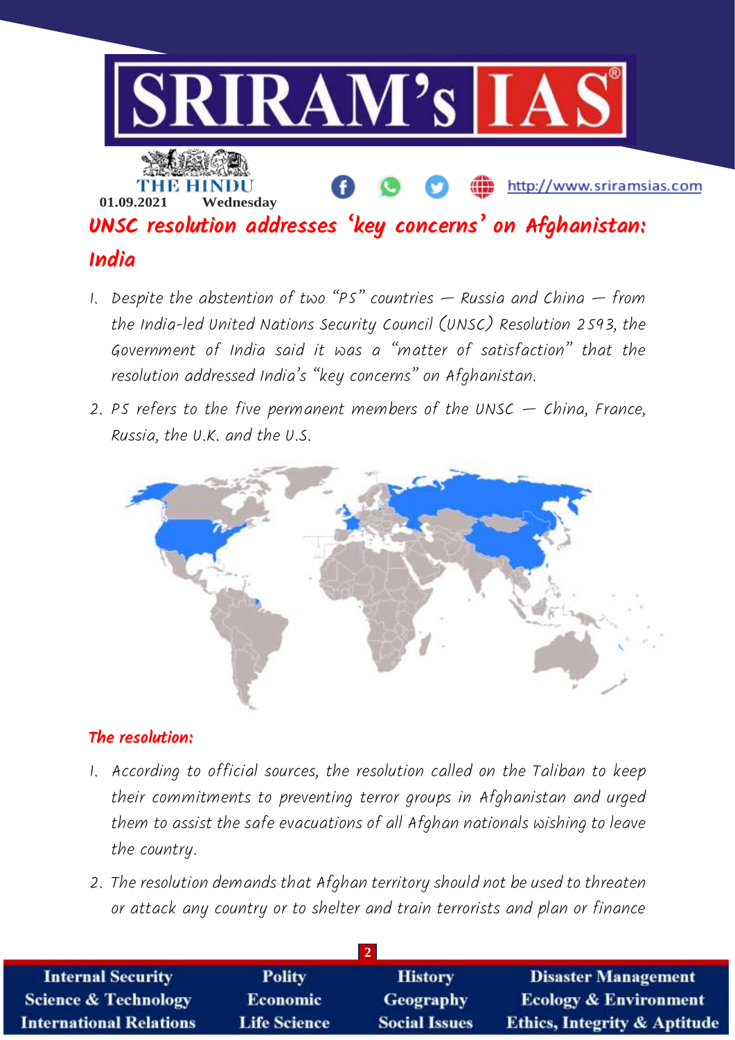## UNSC resolution addresses 'key concerns' on Afghanistan: India

1. Despite the abstention of two "P5" countries — Russia and China — from the India-led United Nations Security Council (UNSC) Resolution 2593, the Government of India said it was a "matter of satisfaction" that the resolution addressed India's "key concerns" on Afghanistan.
2. P5 refers to the five permanent members of the UNSC — China, France, Russia, the U.K. and the U.S.

### The resolution:

1. According to official sources, the resolution called on the Taliban to keep their commitments to preventing terror groups in Afghanistan and urged them to assist the safe evacuations of all Afghan nationals wishing to leave the country.
2. The resolution demands that Afghan territory should not be used to threaten or attack any country or to shelter and train terrorists and plan or finance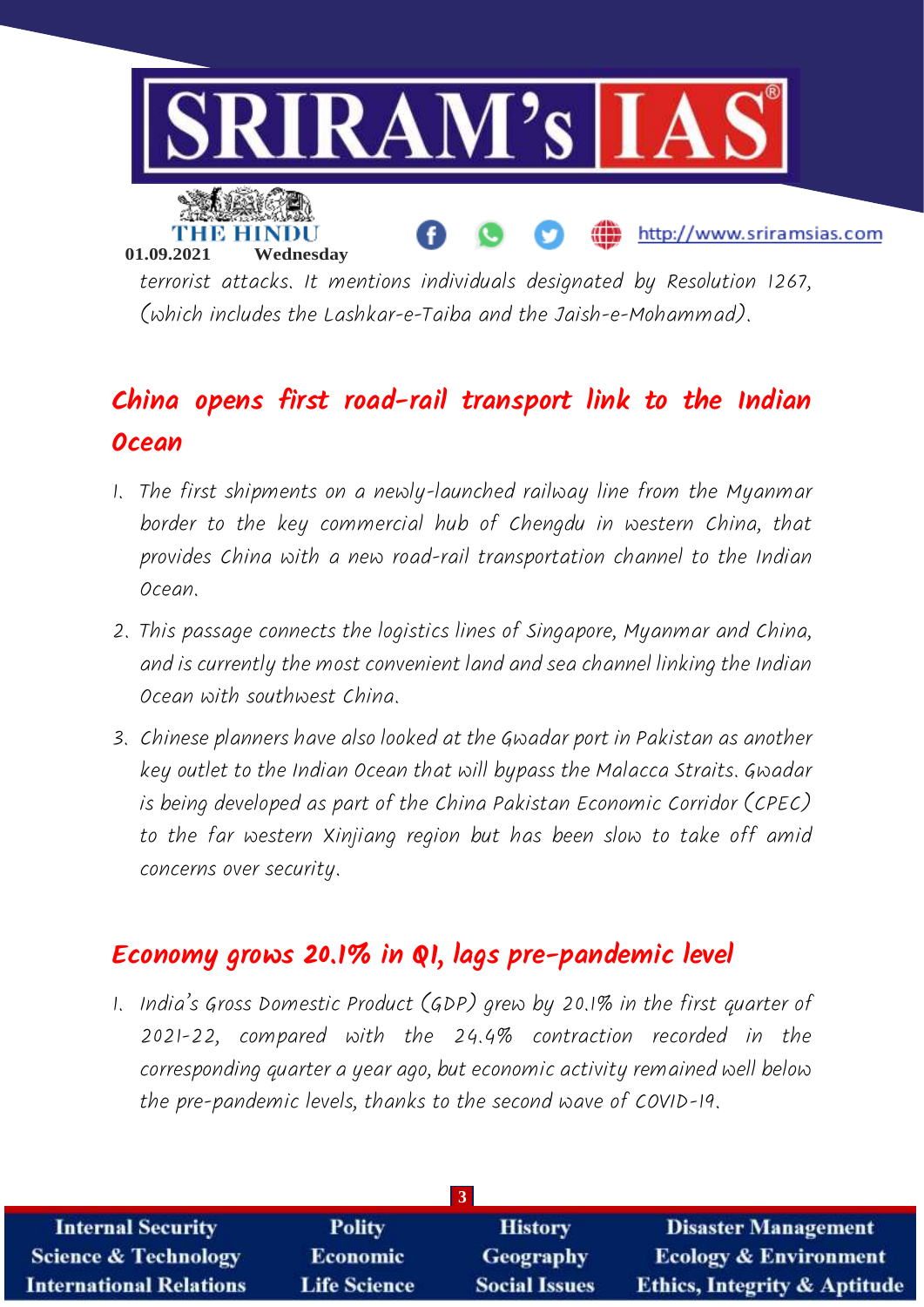terrorist attacks. It mentions individuals designated by Resolution 1267, (which includes the Lashkar-e-Taiba and the Jaish-e-Mohammad).

## China opens first road-rail transport link to the Indian Ocean

1. The first shipments on a newly-launched railway line from the Myanmar border to the key commercial hub of Chengdu in western China, that provides China with a new road-rail transportation channel to the Indian Ocean.
2. This passage connects the logistics lines of Singapore, Myanmar and China, and is currently the most convenient land and sea channel linking the Indian Ocean with southwest China.
3. Chinese planners have also looked at the Gwadar port in Pakistan as another key outlet to the Indian Ocean that will bypass the Malacca Straits. Gwadar is being developed as part of the China Pakistan Economic Corridor (CPEC) to the far western Xinjiang region but has been slow to take off amid concerns over security.

## Economy grows 20.1% in Q1, lags pre-pandemic level

1. India's Gross Domestic Product (GDP) grew by 20.1% in the first quarter of 2021-22, compared with the 24.4% contraction recorded in the corresponding quarter a year ago, but economic activity remained well below the pre-pandemic levels, thanks to the second wave of COVID-19.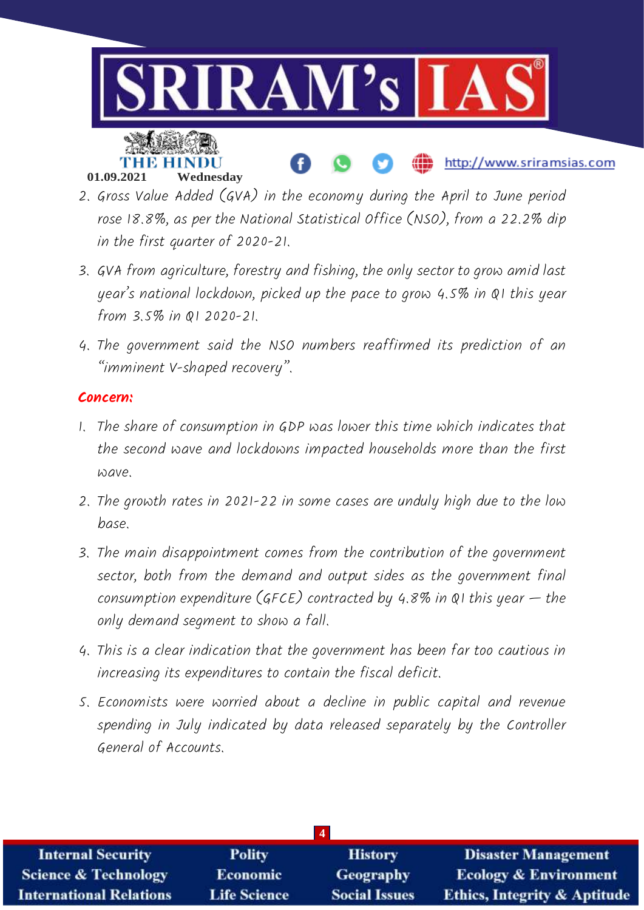2. Gross Value Added (GVA) in the economy during the April to June period rose 18.8%, as per the National Statistical Office (NSO), from a 22.2% dip in the first quarter of 2020-21.
3. GVA from agriculture, forestry and fishing, the only sector to grow amid last year's national lockdown, picked up the pace to grow 4.5% in Q1 this year from 3.5% in Q1 2020-21.
4. The government said the NSO numbers reaffirmed its prediction of an "imminent V-shaped recovery".

**Concern:**

1. The share of consumption in GDP was lower this time which indicates that the second wave and lockdowns impacted households more than the first wave.
2. The growth rates in 2021-22 in some cases are unduly high due to the low base.
3. The main disappointment comes from the contribution of the government sector, both from the demand and output sides as the government final consumption expenditure (GFCE) contracted by 4.8% in Q1 this year — the only demand segment to show a fall.
4. This is a clear indication that the government has been far too cautious in increasing its expenditures to contain the fiscal deficit.
5. Economists were worried about a decline in public capital and revenue spending in July indicated by data released separately by the Controller General of Accounts.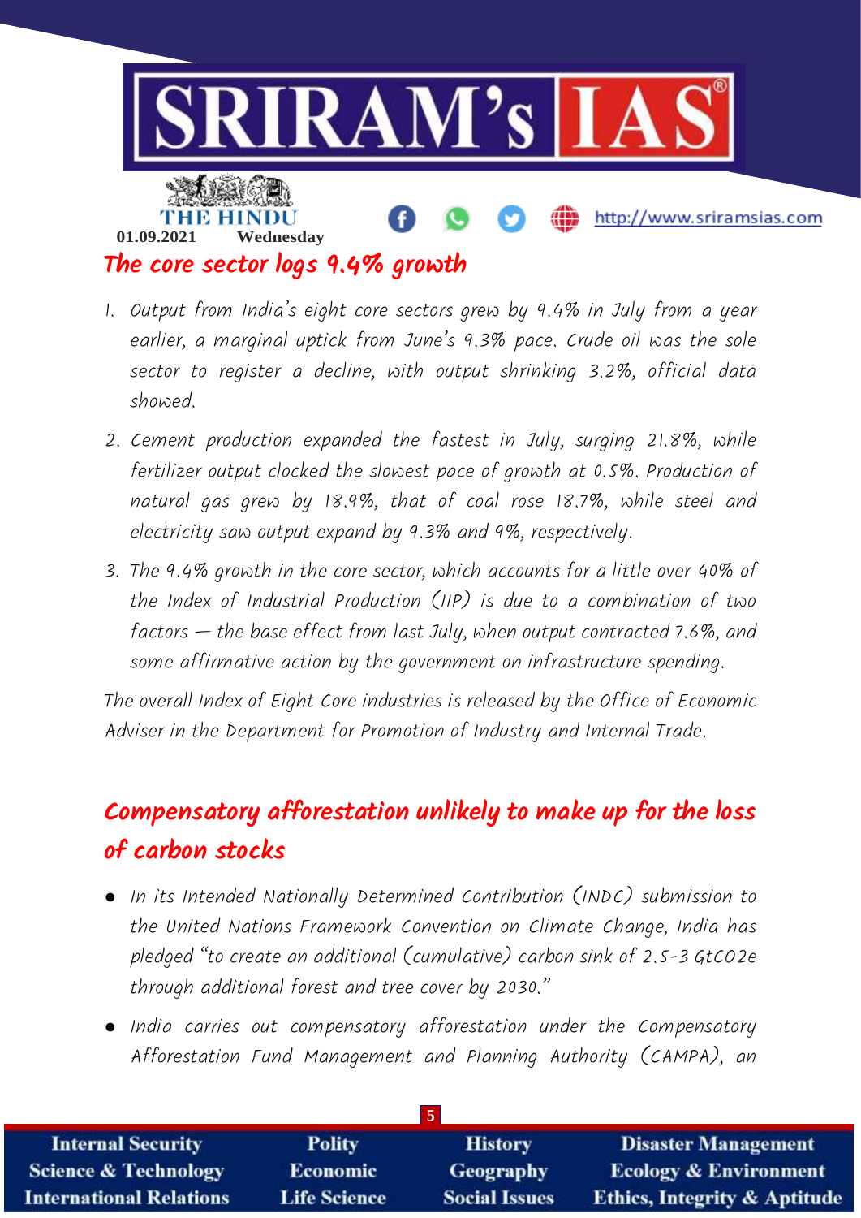## The core sector logs 9.4% growth

1. Output from India's eight core sectors grew by 9.4% in July from a year earlier, a marginal uptick from June's 9.3% pace. Crude oil was the sole sector to register a decline, with output shrinking 3.2%, official data showed.
2. Cement production expanded the fastest in July, surging 21.8%, while fertilizer output clocked the slowest pace of growth at 0.5%. Production of natural gas grew by 18.9%, that of coal rose 18.7%, while steel and electricity saw output expand by 9.3% and 9%, respectively.
3. The 9.4% growth in the core sector, which accounts for a little over 40% of the Index of Industrial Production (IIP) is due to a combination of two factors — the base effect from last July, when output contracted 7.6%, and some affirmative action by the government on infrastructure spending.

The overall Index of Eight Core industries is released by the Office of Economic Adviser in the Department for Promotion of Industry and Internal Trade.

## Compensatory afforestation unlikely to make up for the loss of carbon stocks

- In its Intended Nationally Determined Contribution (INDC) submission to the United Nations Framework Convention on Climate Change, India has pledged "to create an additional (cumulative) carbon sink of 2.5-3 GtCO2e through additional forest and tree cover by 2030."
- India carries out compensatory afforestation under the Compensatory Afforestation Fund Management and Planning Authority (CAMPA), an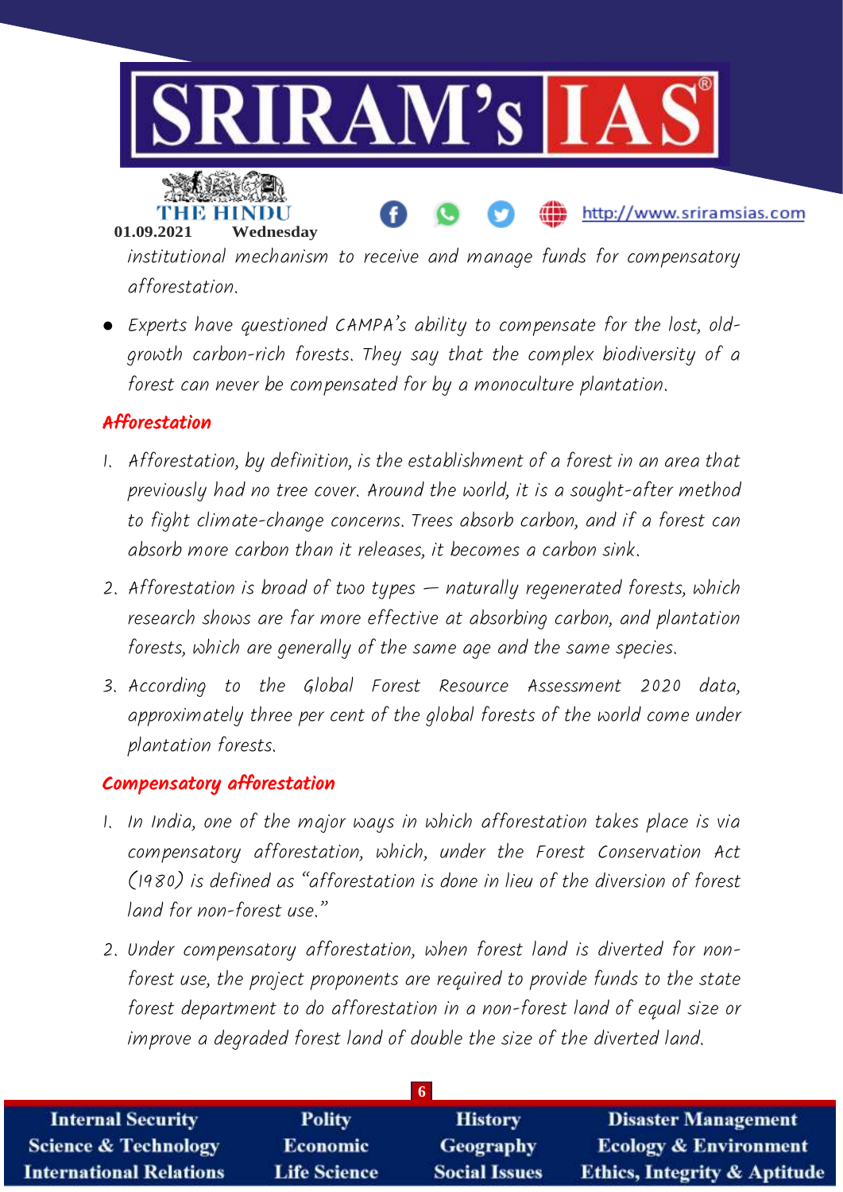institutional mechanism to receive and manage funds for compensatory afforestation.

- Experts have questioned CAMPA's ability to compensate for the lost, old-growth carbon-rich forests. They say that the complex biodiversity of a forest can never be compensated for by a monoculture plantation.

## Afforestation

1. Afforestation, by definition, is the establishment of a forest in an area that previously had no tree cover. Around the world, it is a sought-after method to fight climate-change concerns. Trees absorb carbon, and if a forest can absorb more carbon than it releases, it becomes a carbon sink.
2. Afforestation is broad of two types — naturally regenerated forests, which research shows are far more effective at absorbing carbon, and plantation forests, which are generally of the same age and the same species.
3. According to the Global Forest Resource Assessment 2020 data, approximately three per cent of the global forests of the world come under plantation forests.

## Compensatory afforestation

1. In India, one of the major ways in which afforestation takes place is via compensatory afforestation, which, under the Forest Conservation Act (1980) is defined as "afforestation is done in lieu of the diversion of forest land for non-forest use."
2. Under compensatory afforestation, when forest land is diverted for non-forest use, the project proponents are required to provide funds to the state forest department to do afforestation in a non-forest land of equal size or improve a degraded forest land of double the size of the diverted land.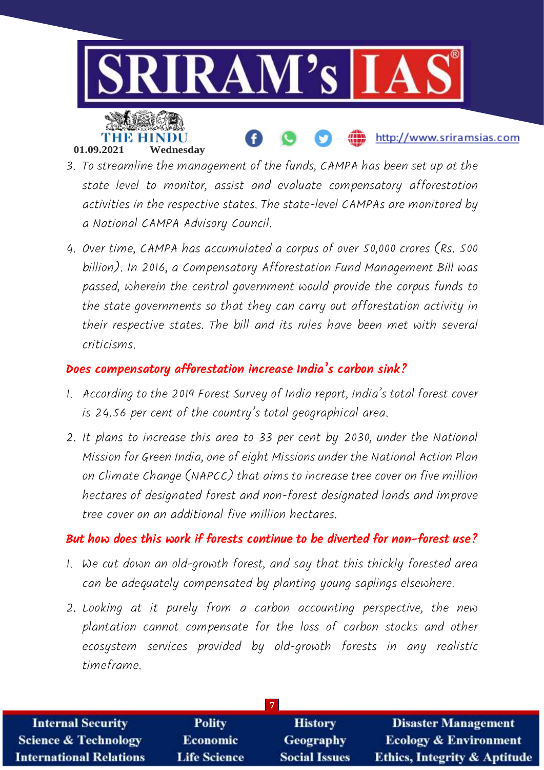3. To streamline the management of the funds, CAMPA has been set up at the state level to monitor, assist and evaluate compensatory afforestation activities in the respective states. The state-level CAMPAs are monitored by a National CAMPA Advisory Council.

4. Over time, CAMPA has accumulated a corpus of over 50,000 crores (Rs. 500 billion). In 2016, a Compensatory Afforestation Fund Management Bill was passed, wherein the central government would provide the corpus funds to the state governments so that they can carry out afforestation activity in their respective states. The bill and its rules have been met with several criticisms.

### Does compensatory afforestation increase India's carbon sink?

1. According to the 2019 Forest Survey of India report, India's total forest cover is 24.56 per cent of the country's total geographical area.

2. It plans to increase this area to 33 per cent by 2030, under the National Mission for Green India, one of eight Missions under the National Action Plan on Climate Change (NAPCC) that aims to increase tree cover on five million hectares of designated forest and non-forest designated lands and improve tree cover on an additional five million hectares.

### But how does this work if forests continue to be diverted for non-forest use?

1. We cut down an old-growth forest, and say that this thickly forested area can be adequately compensated by planting young saplings elsewhere.

2. Looking at it purely from a carbon accounting perspective, the new plantation cannot compensate for the loss of carbon stocks and other ecosystem services provided by old-growth forests in any realistic timeframe.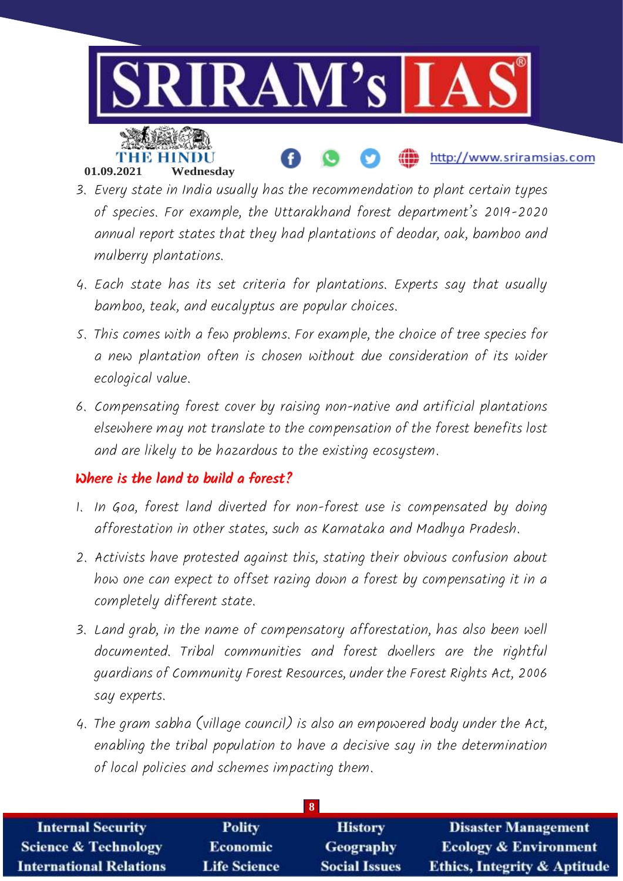3. Every state in India usually has the recommendation to plant certain types of species. For example, the Uttarakhand forest department's 2019-2020 annual report states that they had plantations of deodar, oak, bamboo and mulberry plantations.

4. Each state has its set criteria for plantations. Experts say that usually bamboo, teak, and eucalyptus are popular choices.

5. This comes with a few problems. For example, the choice of tree species for a new plantation often is chosen without due consideration of its wider ecological value.

6. Compensating forest cover by raising non-native and artificial plantations elsewhere may not translate to the compensation of the forest benefits lost and are likely to be hazardous to the existing ecosystem.

### Where is the land to build a forest?

1. In Goa, forest land diverted for non-forest use is compensated by doing afforestation in other states, such as Karnataka and Madhya Pradesh.

2. Activists have protested against this, stating their obvious confusion about how one can expect to offset razing down a forest by compensating it in a completely different state.

3. Land grab, in the name of compensatory afforestation, has also been well documented. Tribal communities and forest dwellers are the rightful guardians of Community Forest Resources, under the Forest Rights Act, 2006 say experts.

4. The gram sabha (village council) is also an empowered body under the Act, enabling the tribal population to have a decisive say in the determination of local policies and schemes impacting them.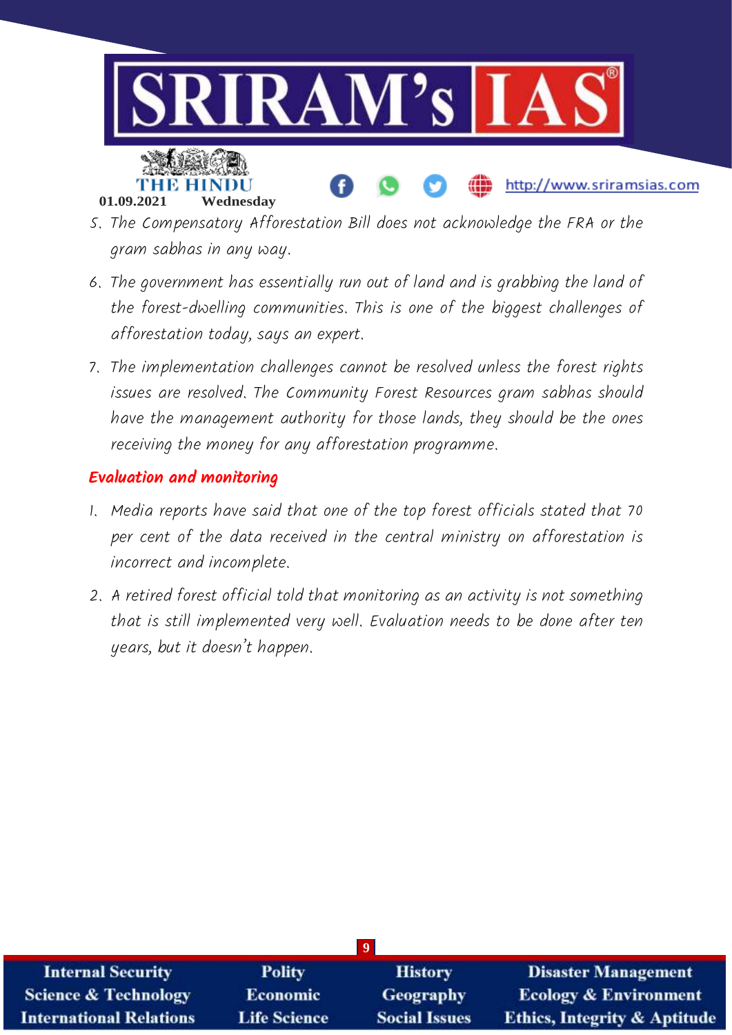5. The Compensatory Afforestation Bill does not acknowledge the FRA or the gram sabhas in any way.
6. The government has essentially run out of land and is grabbing the land of the forest-dwelling communities. This is one of the biggest challenges of afforestation today, says an expert.
7. The implementation challenges cannot be resolved unless the forest rights issues are resolved. The Community Forest Resources gram sabhas should have the management authority for those lands, they should be the ones receiving the money for any afforestation programme.

## Evaluation and monitoring

1. Media reports have said that one of the top forest officials stated that 70 per cent of the data received in the central ministry on afforestation is incorrect and incomplete.
2. A retired forest official told that monitoring as an activity is not something that is still implemented very well. Evaluation needs to be done after ten years, but it doesn't happen.